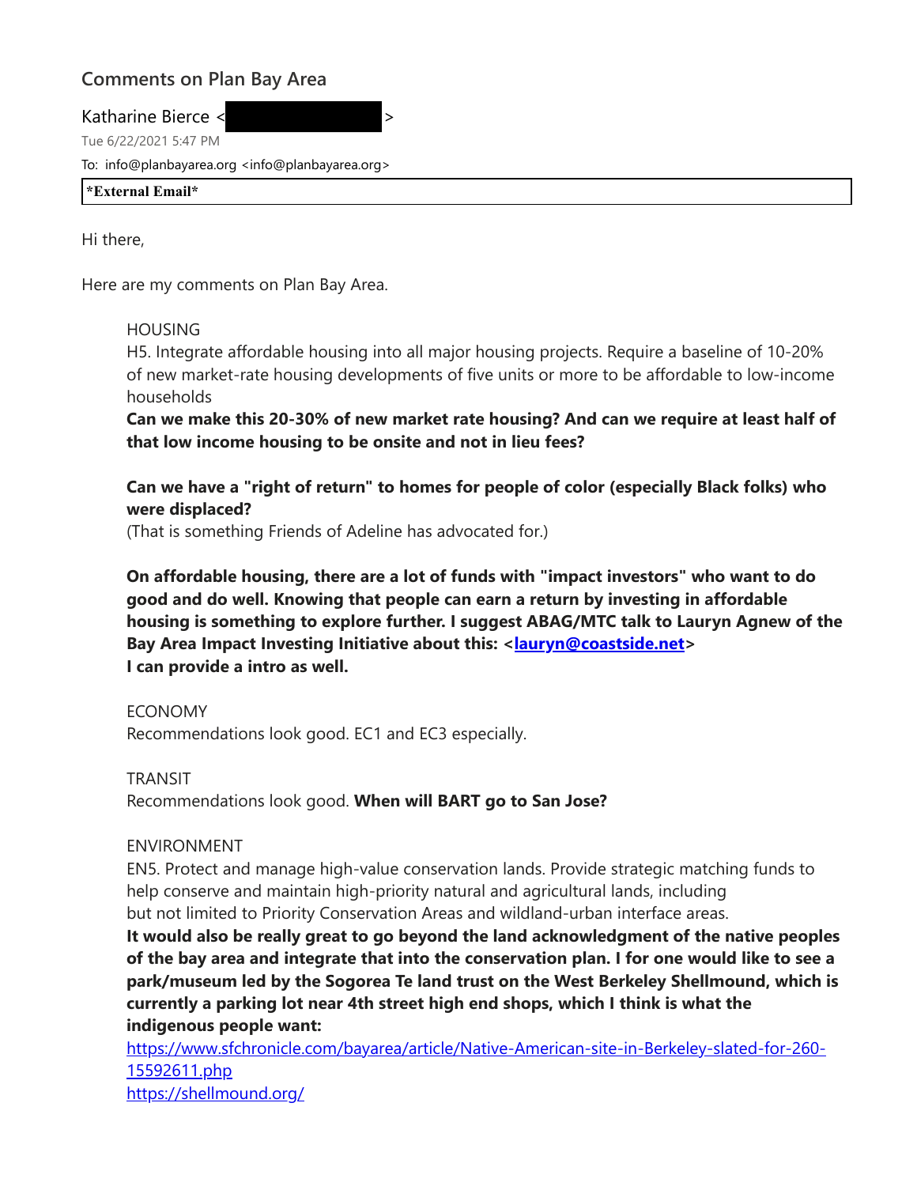# Comments on Plan Bay Area

Katharine Bierce < >

Tue 6/22/2021 5:47 PM

To: info@planbayarea.org <info@planbayarea.org>

**\*External Email\***

Hi there,

Here are my comments on Plan Bay Area.

> HOUSING
>
> H5. Integrate affordable housing into all major housing projects. Require a baseline of 10-20% of new market-rate housing developments of five units or more to be affordable to low-income households
>
> **Can we make this 20-30% of new market rate housing? And can we require at least half of that low income housing to be onsite and not in lieu fees?**
>
> **Can we have a "right of return" to homes for people of color (especially Black folks) who were displaced?**
> (That is something Friends of Adeline has advocated for.)
>
> **On affordable housing, there are a lot of funds with "impact investors" who want to do good and do well. Knowing that people can earn a return by investing in affordable housing is something to explore further. I suggest ABAG/MTC talk to Lauryn Agnew of the Bay Area Impact Investing Initiative about this: <lauryn@coastside.net>**
> **I can provide a intro as well.**
>
> ECONOMY
>
> Recommendations look good. EC1 and EC3 especially.
>
> TRANSIT
>
> Recommendations look good. **When will BART go to San Jose?**
>
> ENVIRONMENT
>
> EN5. Protect and manage high-value conservation lands. Provide strategic matching funds to help conserve and maintain high-priority natural and agricultural lands, including but not limited to Priority Conservation Areas and wildland-urban interface areas.
>
> **It would also be really great to go beyond the land acknowledgment of the native peoples of the bay area and integrate that into the conservation plan. I for one would like to see a park/museum led by the Sogorea Te land trust on the West Berkeley Shellmound, which is currently a parking lot near 4th street high end shops, which I think is what the indigenous people want:**
>
> https://www.sfchronicle.com/bayarea/article/Native-American-site-in-Berkeley-slated-for-260-15592611.php
>
> https://shellmound.org/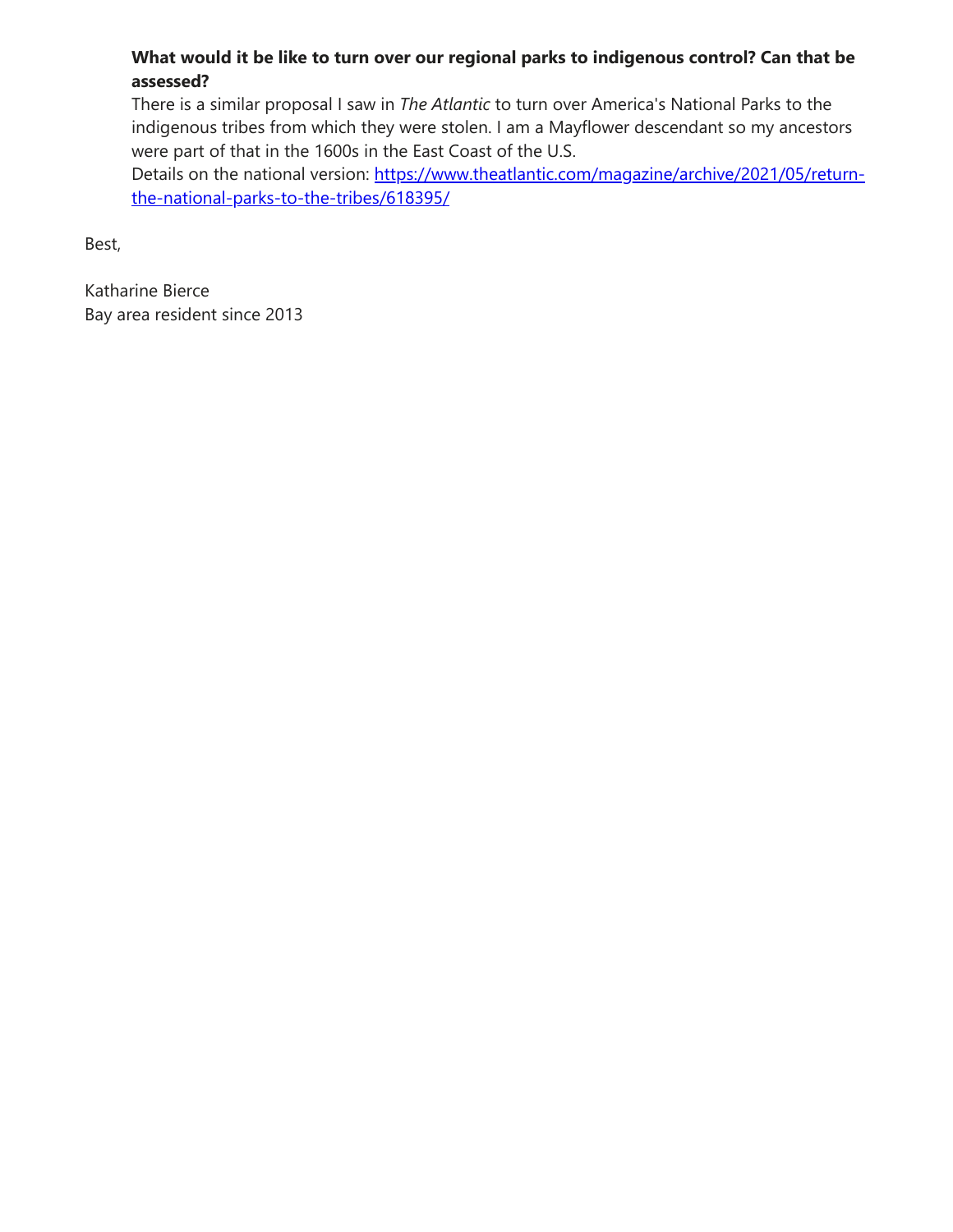**What would it be like to turn over our regional parks to indigenous control? Can that be assessed?**

There is a similar proposal I saw in *The Atlantic* to turn over America's National Parks to the indigenous tribes from which they were stolen. I am a Mayflower descendant so my ancestors were part of that in the 1600s in the East Coast of the U.S.

Details on the national version: [https://www.theatlantic.com/magazine/archive/2021/05/return-the-national-parks-to-the-tribes/618395/](https://www.theatlantic.com/magazine/archive/2021/05/return-the-national-parks-to-the-tribes/618395/)

Best,

Katharine Bierce
Bay area resident since 2013